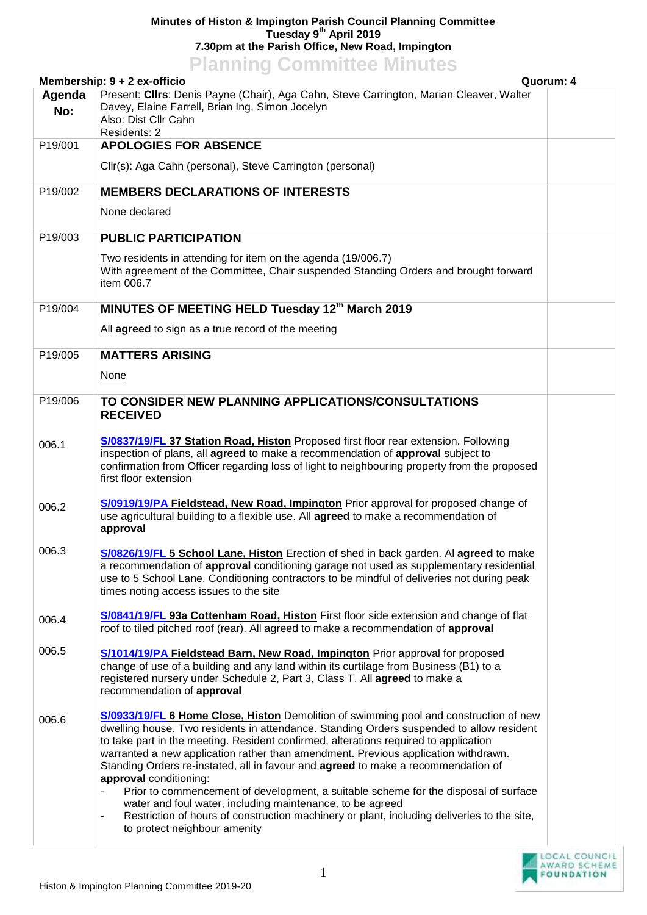**Minutes of Histon & Impington Parish Council Planning Committee**
**Tuesday 9th April 2019**
**7.30pm at the Parish Office, New Road, Impington**

# Planning Committee Minutes

**Membership: 9 + 2 ex-officio** **Quorum: 4**

| Agenda No: | Present: **Cllrs**: Denis Payne (Chair), Aga Cahn, Steve Carrington, Marian Cleaver, Walter Davey, Elaine Farrell, Brian Ing, Simon Jocelyn<br>Also: Dist Cllr Cahn<br>Residents: 2 | |
|---|---|---|
| P19/001 | **APOLOGIES FOR ABSENCE**<br><br>Cllr(s): Aga Cahn (personal), Steve Carrington (personal) | |
| P19/002 | **MEMBERS DECLARATIONS OF INTERESTS**<br><br>None declared | |
| P19/003 | **PUBLIC PARTICIPATION**<br><br>Two residents in attending for item on the agenda (19/006.7)<br>With agreement of the Committee, Chair suspended Standing Orders and brought forward item 006.7 | |
| P19/004 | **MINUTES OF MEETING HELD Tuesday 12th March 2019**<br><br>All **agreed** to sign as a true record of the meeting | |
| P19/005 | **MATTERS ARISING**<br><br>None | |
| P19/006 | **TO CONSIDER NEW PLANNING APPLICATIONS/CONSULTATIONS RECEIVED** | |
| 006.1 | **S/0837/19/FL 37 Station Road, Histon** Proposed first floor rear extension. Following inspection of plans, all **agreed** to make a recommendation of **approval** subject to confirmation from Officer regarding loss of light to neighbouring property from the proposed first floor extension | |
| 006.2 | **S/0919/19/PA Fieldstead, New Road, Impington** Prior approval for proposed change of use agricultural building to a flexible use. All **agreed** to make a recommendation of **approval** | |
| 006.3 | **S/0826/19/FL 5 School Lane, Histon** Erection of shed in back garden. Al **agreed** to make a recommendation of **approval** conditioning garage not used as supplementary residential use to 5 School Lane. Conditioning contractors to be mindful of deliveries not during peak times noting access issues to the site | |
| 006.4 | **S/0841/19/FL 93a Cottenham Road, Histon** First floor side extension and change of flat roof to tiled pitched roof (rear). All agreed to make a recommendation of **approval** | |
| 006.5 | **S/1014/19/PA Fieldstead Barn, New Road, Impington** Prior approval for proposed change of use of a building and any land within its curtilage from Business (B1) to a registered nursery under Schedule 2, Part 3, Class T. All **agreed** to make a recommendation of **approval** | |
| 006.6 | **S/0933/19/FL 6 Home Close, Histon** Demolition of swimming pool and construction of new dwelling house. Two residents in attendance. Standing Orders suspended to allow resident to take part in the meeting. Resident confirmed, alterations required to application warranted a new application rather than amendment. Previous application withdrawn. Standing Orders re-instated, all in favour and **agreed** to make a recommendation of **approval** conditioning:<br>- Prior to commencement of development, a suitable scheme for the disposal of surface water and foul water, including maintenance, to be agreed<br>- Restriction of hours of construction machinery or plant, including deliveries to the site, to protect neighbour amenity | |

Histon & Impington Planning Committee 2019-20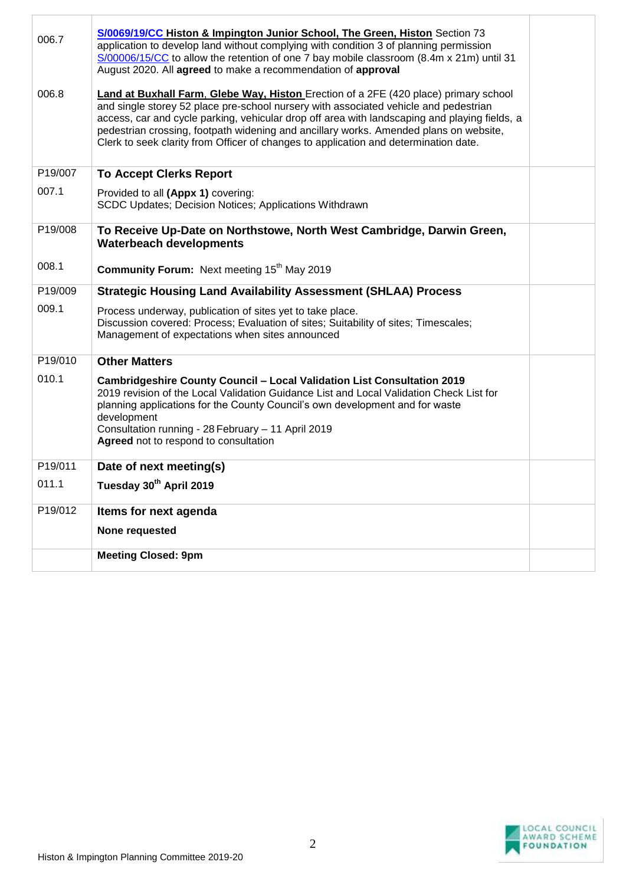| | | |
|---|---|---|
| 006.7 | **S/0069/19/CC Histon & Impington Junior School, The Green, Histon** Section 73 application to develop land without complying with condition 3 of planning permission S/00006/15/CC to allow the retention of one 7 bay mobile classroom (8.4m x 21m) until 31 August 2020. All **agreed** to make a recommendation of **approval** | |
| 006.8 | **Land at Buxhall Farm, Glebe Way, Histon** Erection of a 2FE (420 place) primary school and single storey 52 place pre-school nursery with associated vehicle and pedestrian access, car and cycle parking, vehicular drop off area with landscaping and playing fields, a pedestrian crossing, footpath widening and ancillary works. Amended plans on website, Clerk to seek clarity from Officer of changes to application and determination date. | |
| P19/007 | **To Accept Clerks Report** | |
| 007.1 | Provided to all **(Appx 1)** covering:<br>SCDC Updates; Decision Notices; Applications Withdrawn | |
| P19/008 | **To Receive Up-Date on Northstowe, North West Cambridge, Darwin Green, Waterbeach developments** | |
| 008.1 | **Community Forum:** Next meeting 15th May 2019 | |
| P19/009 | **Strategic Housing Land Availability Assessment (SHLAA) Process** | |
| 009.1 | Process underway, publication of sites yet to take place.<br>Discussion covered: Process; Evaluation of sites; Suitability of sites; Timescales; Management of expectations when sites announced | |
| P19/010 | **Other Matters** | |
| 010.1 | **Cambridgeshire County Council – Local Validation List Consultation 2019**<br>2019 revision of the Local Validation Guidance List and Local Validation Check List for planning applications for the County Council's own development and for waste development<br>Consultation running - 28 February – 11 April 2019<br>**Agreed** not to respond to consultation | |
| P19/011 | **Date of next meeting(s)** | |
| 011.1 | **Tuesday 30th April 2019** | |
| P19/012 | **Items for next agenda**<br>**None requested** | |
| | **Meeting Closed: 9pm** | |